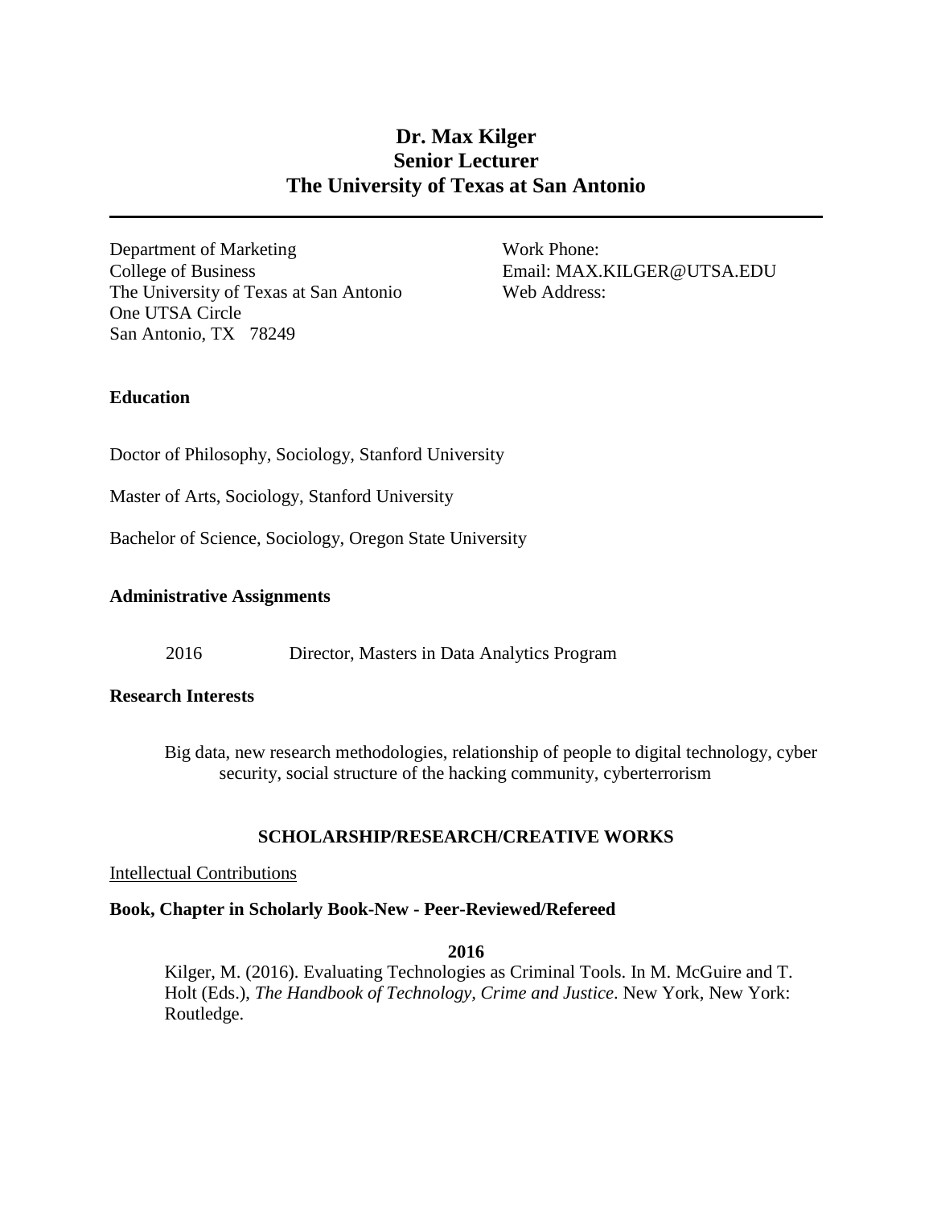# Dr. Max Kilger
# Senior Lecturer
# The University of Texas at San Antonio

---

Department of Marketing
College of Business
The University of Texas at San Antonio
One UTSA Circle
San Antonio, TX 78249

Work Phone:
Email: MAX.KILGER@UTSA.EDU
Web Address:

## Education

Doctor of Philosophy, Sociology, Stanford University

Master of Arts, Sociology, Stanford University

Bachelor of Science, Sociology, Oregon State University

## Administrative Assignments

2016 Director, Masters in Data Analytics Program

## Research Interests

Big data, new research methodologies, relationship of people to digital technology, cyber security, social structure of the hacking community, cyberterrorism

## SCHOLARSHIP/RESEARCH/CREATIVE WORKS

Intellectual Contributions

### Book, Chapter in Scholarly Book-New - Peer-Reviewed/Refereed

**2016**

Kilger, M. (2016). Evaluating Technologies as Criminal Tools. In M. McGuire and T. Holt (Eds.), *The Handbook of Technology, Crime and Justice*. New York, New York: Routledge.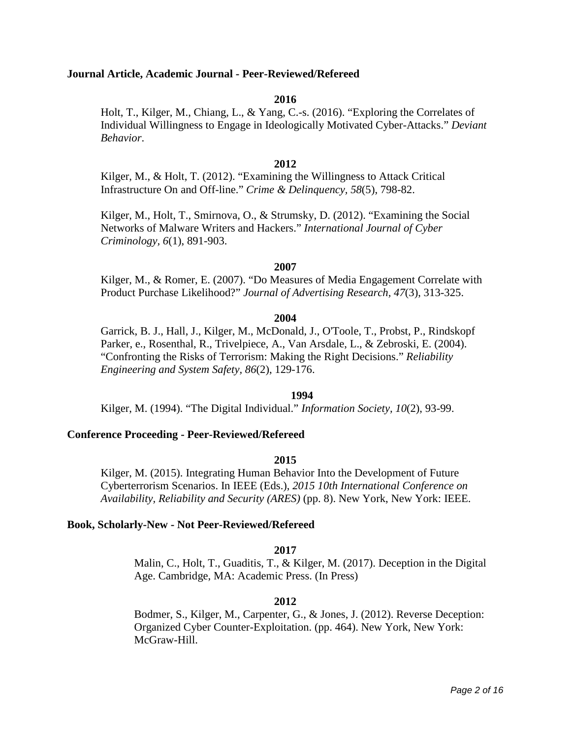### Journal Article, Academic Journal - Peer-Reviewed/Refereed

**2016**

Holt, T., Kilger, M., Chiang, L., & Yang, C.-s. (2016). "Exploring the Correlates of Individual Willingness to Engage in Ideologically Motivated Cyber-Attacks." *Deviant Behavior*.

**2012**

Kilger, M., & Holt, T. (2012). "Examining the Willingness to Attack Critical Infrastructure On and Off-line." *Crime & Delinquency, 58*(5), 798-82.

Kilger, M., Holt, T., Smirnova, O., & Strumsky, D. (2012). "Examining the Social Networks of Malware Writers and Hackers." *International Journal of Cyber Criminology, 6*(1), 891-903.

**2007**

Kilger, M., & Romer, E. (2007). "Do Measures of Media Engagement Correlate with Product Purchase Likelihood?" *Journal of Advertising Research, 47*(3), 313-325.

**2004**

Garrick, B. J., Hall, J., Kilger, M., McDonald, J., O'Toole, T., Probst, P., Rindskopf Parker, e., Rosenthal, R., Trivelpiece, A., Van Arsdale, L., & Zebroski, E. (2004). "Confronting the Risks of Terrorism: Making the Right Decisions." *Reliability Engineering and System Safety, 86*(2), 129-176.

**1994**

Kilger, M. (1994). "The Digital Individual." *Information Society, 10*(2), 93-99.

### Conference Proceeding - Peer-Reviewed/Refereed

**2015**

Kilger, M. (2015). Integrating Human Behavior Into the Development of Future Cyberterrorism Scenarios. In IEEE (Eds.), *2015 10th International Conference on Availability, Reliability and Security (ARES)* (pp. 8). New York, New York: IEEE.

### Book, Scholarly-New - Not Peer-Reviewed/Refereed

**2017**

Malin, C., Holt, T., Guaditis, T., & Kilger, M. (2017). Deception in the Digital Age. Cambridge, MA: Academic Press. (In Press)

**2012**

Bodmer, S., Kilger, M., Carpenter, G., & Jones, J. (2012). Reverse Deception: Organized Cyber Counter-Exploitation. (pp. 464). New York, New York: McGraw-Hill.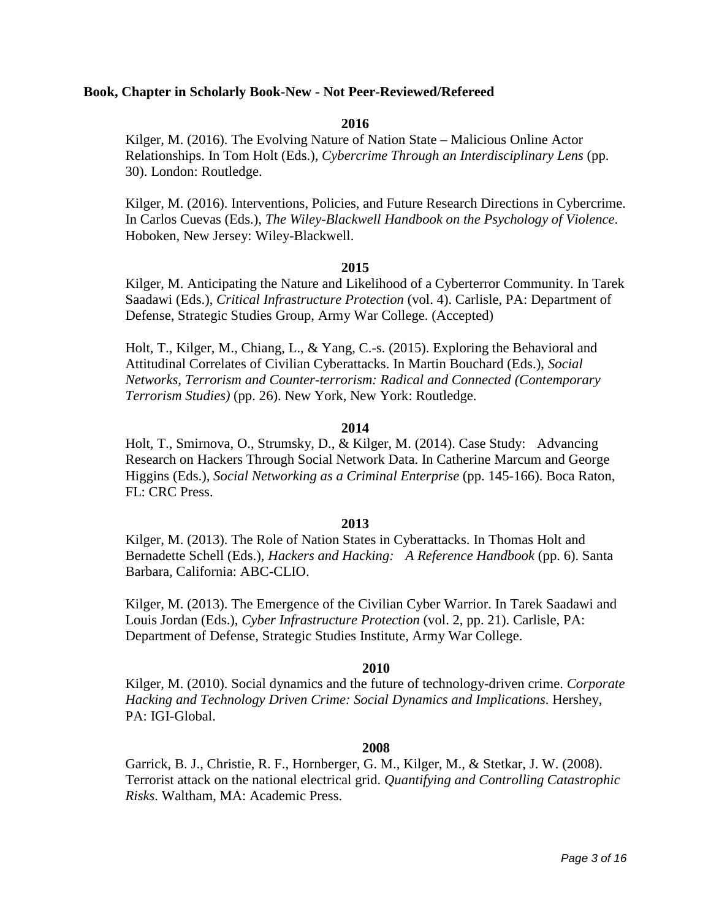**Book, Chapter in Scholarly Book-New - Not Peer-Reviewed/Refereed**

**2016**

Kilger, M. (2016). The Evolving Nature of Nation State – Malicious Online Actor Relationships. In Tom Holt (Eds.), *Cybercrime Through an Interdisciplinary Lens* (pp. 30). London: Routledge.

Kilger, M. (2016). Interventions, Policies, and Future Research Directions in Cybercrime. In Carlos Cuevas (Eds.), *The Wiley-Blackwell Handbook on the Psychology of Violence*. Hoboken, New Jersey: Wiley-Blackwell.

**2015**

Kilger, M. Anticipating the Nature and Likelihood of a Cyberterror Community. In Tarek Saadawi (Eds.), *Critical Infrastructure Protection* (vol. 4). Carlisle, PA: Department of Defense, Strategic Studies Group, Army War College. (Accepted)

Holt, T., Kilger, M., Chiang, L., & Yang, C.-s. (2015). Exploring the Behavioral and Attitudinal Correlates of Civilian Cyberattacks. In Martin Bouchard (Eds.), *Social Networks, Terrorism and Counter-terrorism: Radical and Connected (Contemporary Terrorism Studies)* (pp. 26). New York, New York: Routledge.

**2014**

Holt, T., Smirnova, O., Strumsky, D., & Kilger, M. (2014). Case Study: Advancing Research on Hackers Through Social Network Data. In Catherine Marcum and George Higgins (Eds.), *Social Networking as a Criminal Enterprise* (pp. 145-166). Boca Raton, FL: CRC Press.

**2013**

Kilger, M. (2013). The Role of Nation States in Cyberattacks. In Thomas Holt and Bernadette Schell (Eds.), *Hackers and Hacking: A Reference Handbook* (pp. 6). Santa Barbara, California: ABC-CLIO.

Kilger, M. (2013). The Emergence of the Civilian Cyber Warrior. In Tarek Saadawi and Louis Jordan (Eds.), *Cyber Infrastructure Protection* (vol. 2, pp. 21). Carlisle, PA: Department of Defense, Strategic Studies Institute, Army War College.

**2010**

Kilger, M. (2010). Social dynamics and the future of technology-driven crime. *Corporate Hacking and Technology Driven Crime: Social Dynamics and Implications*. Hershey, PA: IGI-Global.

**2008**

Garrick, B. J., Christie, R. F., Hornberger, G. M., Kilger, M., & Stetkar, J. W. (2008). Terrorist attack on the national electrical grid. *Quantifying and Controlling Catastrophic Risks*. Waltham, MA: Academic Press.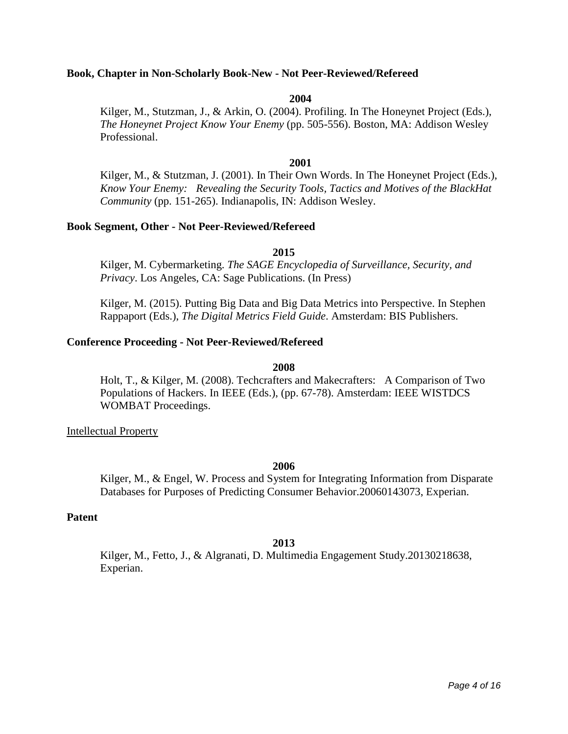**Book, Chapter in Non-Scholarly Book-New - Not Peer-Reviewed/Refereed**

**2004**

Kilger, M., Stutzman, J., & Arkin, O. (2004). Profiling. In The Honeynet Project (Eds.), *The Honeynet Project Know Your Enemy* (pp. 505-556). Boston, MA: Addison Wesley Professional.

**2001**

Kilger, M., & Stutzman, J. (2001). In Their Own Words. In The Honeynet Project (Eds.), *Know Your Enemy: Revealing the Security Tools, Tactics and Motives of the BlackHat Community* (pp. 151-265). Indianapolis, IN: Addison Wesley.

**Book Segment, Other - Not Peer-Reviewed/Refereed**

**2015**

Kilger, M. Cybermarketing. *The SAGE Encyclopedia of Surveillance, Security, and Privacy*. Los Angeles, CA: Sage Publications. (In Press)

Kilger, M. (2015). Putting Big Data and Big Data Metrics into Perspective. In Stephen Rappaport (Eds.), *The Digital Metrics Field Guide*. Amsterdam: BIS Publishers.

**Conference Proceeding - Not Peer-Reviewed/Refereed**

**2008**

Holt, T., & Kilger, M. (2008). Techcrafters and Makecrafters: A Comparison of Two Populations of Hackers. In IEEE (Eds.), (pp. 67-78). Amsterdam: IEEE WISTDCS WOMBAT Proceedings.

Intellectual Property

**2006**

Kilger, M., & Engel, W. Process and System for Integrating Information from Disparate Databases for Purposes of Predicting Consumer Behavior.20060143073, Experian.

**Patent**

**2013**

Kilger, M., Fetto, J., & Algranati, D. Multimedia Engagement Study.20130218638, Experian.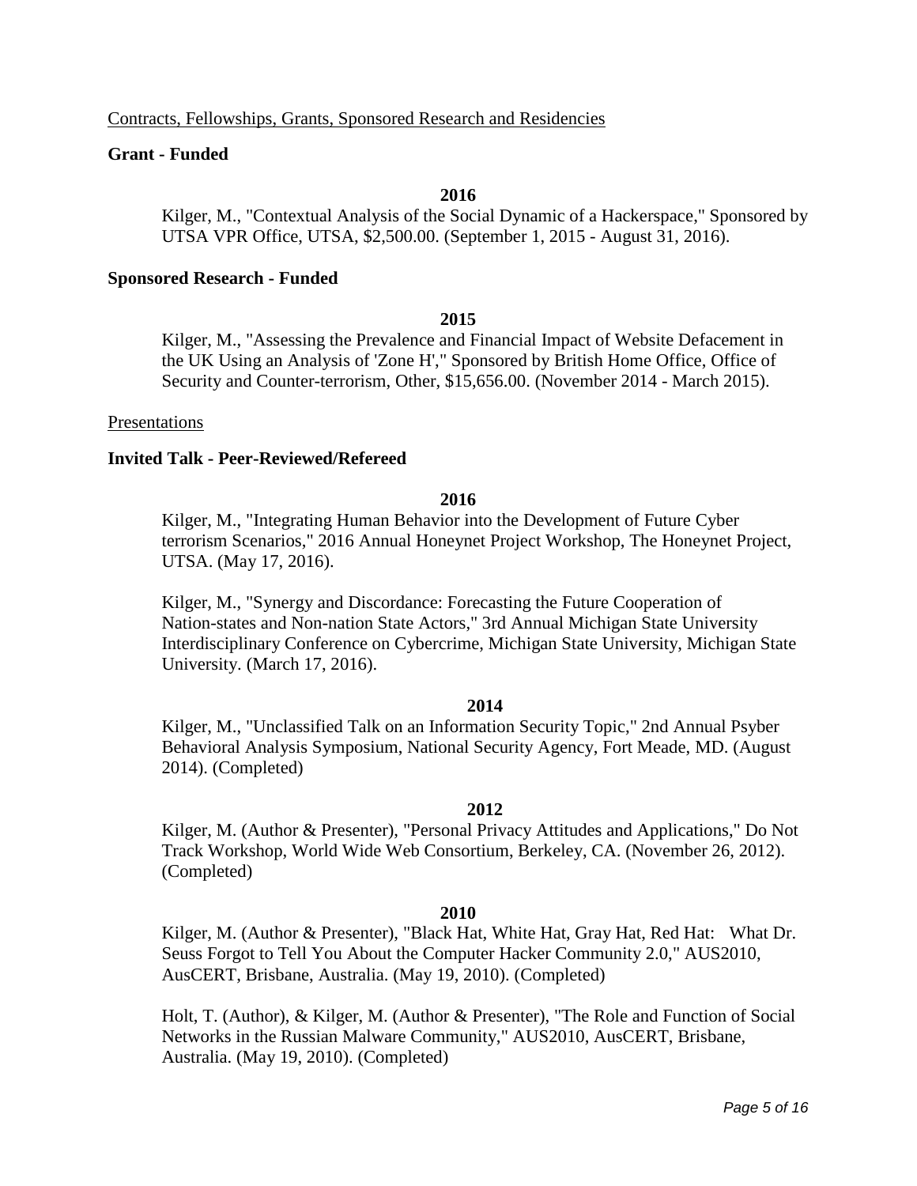Contracts, Fellowships, Grants, Sponsored Research and Residencies

**Grant - Funded**

**2016**

Kilger, M., "Contextual Analysis of the Social Dynamic of a Hackerspace," Sponsored by UTSA VPR Office, UTSA, $2,500.00. (September 1, 2015 - August 31, 2016).

**Sponsored Research - Funded**

**2015**

Kilger, M., "Assessing the Prevalence and Financial Impact of Website Defacement in the UK Using an Analysis of 'Zone H'," Sponsored by British Home Office, Office of Security and Counter-terrorism, Other, $15,656.00. (November 2014 - March 2015).

Presentations

**Invited Talk - Peer-Reviewed/Refereed**

**2016**

Kilger, M., "Integrating Human Behavior into the Development of Future Cyber terrorism Scenarios," 2016 Annual Honeynet Project Workshop, The Honeynet Project, UTSA. (May 17, 2016).

Kilger, M., "Synergy and Discordance: Forecasting the Future Cooperation of Nation-states and Non-nation State Actors," 3rd Annual Michigan State University Interdisciplinary Conference on Cybercrime, Michigan State University, Michigan State University. (March 17, 2016).

**2014**

Kilger, M., "Unclassified Talk on an Information Security Topic," 2nd Annual Psyber Behavioral Analysis Symposium, National Security Agency, Fort Meade, MD. (August 2014). (Completed)

**2012**

Kilger, M. (Author & Presenter), "Personal Privacy Attitudes and Applications," Do Not Track Workshop, World Wide Web Consortium, Berkeley, CA. (November 26, 2012). (Completed)

**2010**

Kilger, M. (Author & Presenter), "Black Hat, White Hat, Gray Hat, Red Hat: What Dr. Seuss Forgot to Tell You About the Computer Hacker Community 2.0," AUS2010, AusCERT, Brisbane, Australia. (May 19, 2010). (Completed)

Holt, T. (Author), & Kilger, M. (Author & Presenter), "The Role and Function of Social Networks in the Russian Malware Community," AUS2010, AusCERT, Brisbane, Australia. (May 19, 2010). (Completed)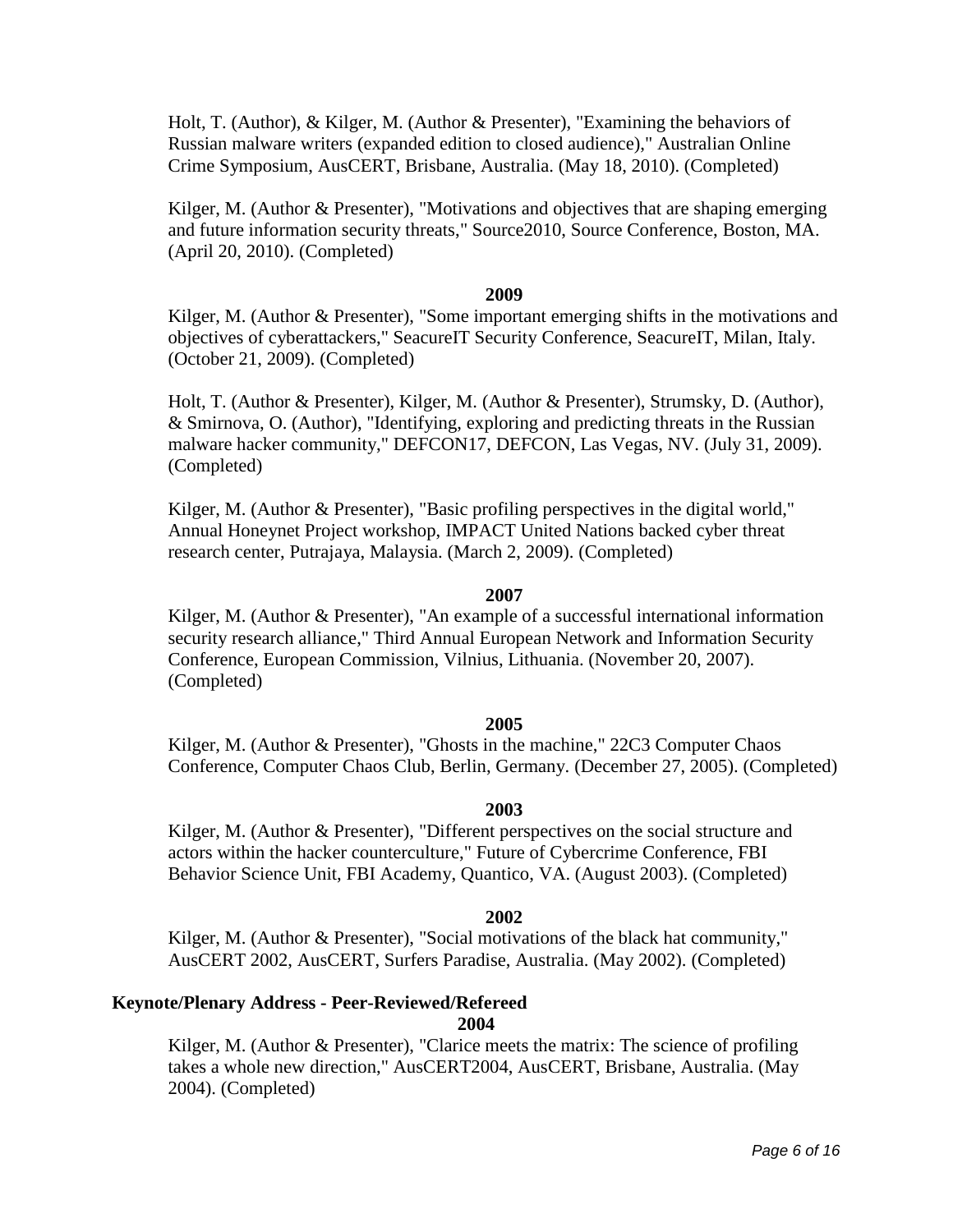Holt, T. (Author), & Kilger, M. (Author & Presenter), "Examining the behaviors of Russian malware writers (expanded edition to closed audience)," Australian Online Crime Symposium, AusCERT, Brisbane, Australia. (May 18, 2010). (Completed)

Kilger, M. (Author & Presenter), "Motivations and objectives that are shaping emerging and future information security threats," Source2010, Source Conference, Boston, MA. (April 20, 2010). (Completed)

**2009**

Kilger, M. (Author & Presenter), "Some important emerging shifts in the motivations and objectives of cyberattackers," SeacureIT Security Conference, SeacureIT, Milan, Italy. (October 21, 2009). (Completed)

Holt, T. (Author & Presenter), Kilger, M. (Author & Presenter), Strumsky, D. (Author), & Smirnova, O. (Author), "Identifying, exploring and predicting threats in the Russian malware hacker community," DEFCON17, DEFCON, Las Vegas, NV. (July 31, 2009). (Completed)

Kilger, M. (Author & Presenter), "Basic profiling perspectives in the digital world," Annual Honeynet Project workshop, IMPACT United Nations backed cyber threat research center, Putrajaya, Malaysia. (March 2, 2009). (Completed)

**2007**

Kilger, M. (Author & Presenter), "An example of a successful international information security research alliance," Third Annual European Network and Information Security Conference, European Commission, Vilnius, Lithuania. (November 20, 2007). (Completed)

**2005**

Kilger, M. (Author & Presenter), "Ghosts in the machine," 22C3 Computer Chaos Conference, Computer Chaos Club, Berlin, Germany. (December 27, 2005). (Completed)

**2003**

Kilger, M. (Author & Presenter), "Different perspectives on the social structure and actors within the hacker counterculture," Future of Cybercrime Conference, FBI Behavior Science Unit, FBI Academy, Quantico, VA. (August 2003). (Completed)

**2002**

Kilger, M. (Author & Presenter), "Social motivations of the black hat community," AusCERT 2002, AusCERT, Surfers Paradise, Australia. (May 2002). (Completed)

### Keynote/Plenary Address - Peer-Reviewed/Refereed

**2004**

Kilger, M. (Author & Presenter), "Clarice meets the matrix: The science of profiling takes a whole new direction," AusCERT2004, AusCERT, Brisbane, Australia. (May 2004). (Completed)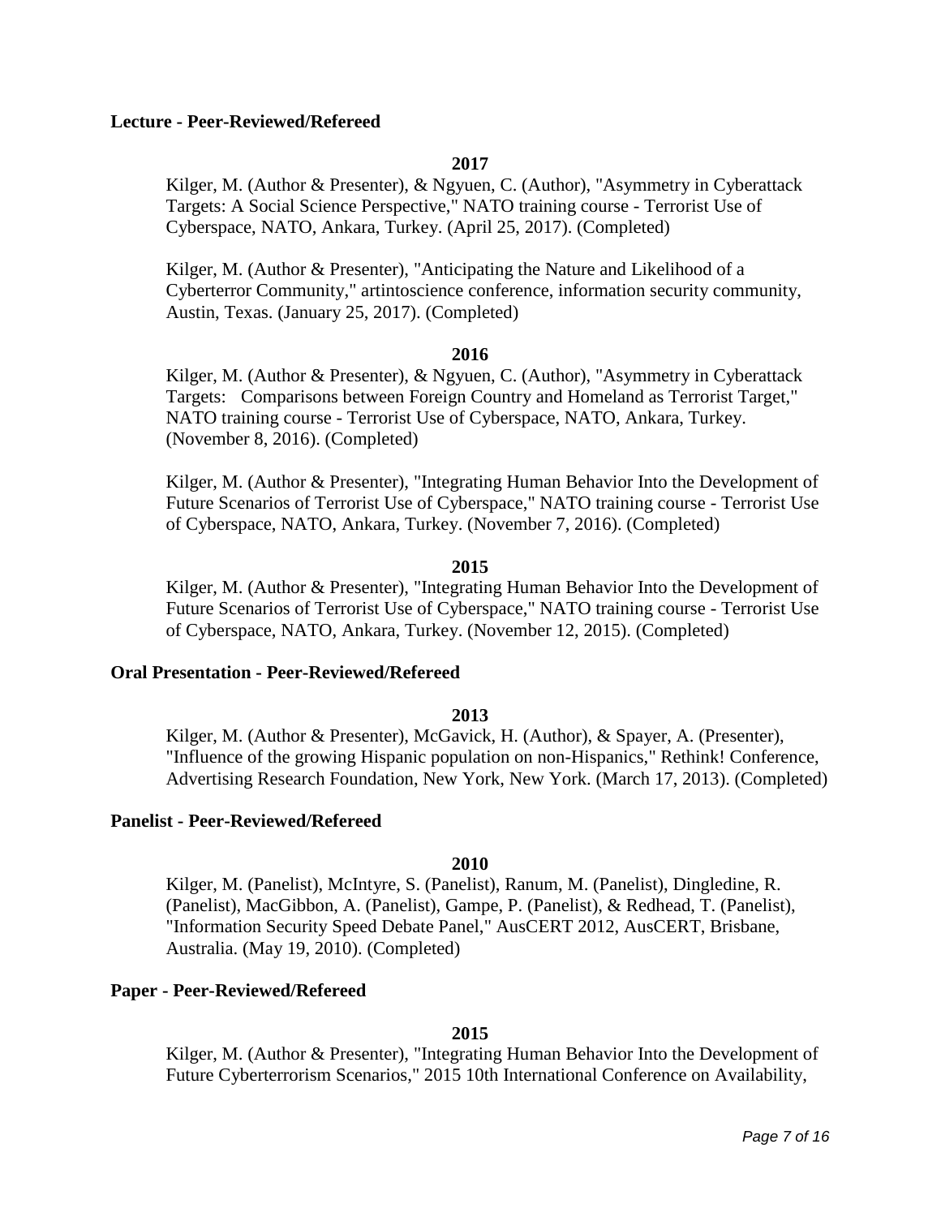**Lecture - Peer-Reviewed/Refereed**

**2017**

Kilger, M. (Author & Presenter), & Ngyuen, C. (Author), "Asymmetry in Cyberattack Targets: A Social Science Perspective," NATO training course - Terrorist Use of Cyberspace, NATO, Ankara, Turkey. (April 25, 2017). (Completed)

Kilger, M. (Author & Presenter), "Anticipating the Nature and Likelihood of a Cyberterror Community," artintoscience conference, information security community, Austin, Texas. (January 25, 2017). (Completed)

**2016**

Kilger, M. (Author & Presenter), & Ngyuen, C. (Author), "Asymmetry in Cyberattack Targets: Comparisons between Foreign Country and Homeland as Terrorist Target," NATO training course - Terrorist Use of Cyberspace, NATO, Ankara, Turkey. (November 8, 2016). (Completed)

Kilger, M. (Author & Presenter), "Integrating Human Behavior Into the Development of Future Scenarios of Terrorist Use of Cyberspace," NATO training course - Terrorist Use of Cyberspace, NATO, Ankara, Turkey. (November 7, 2016). (Completed)

**2015**

Kilger, M. (Author & Presenter), "Integrating Human Behavior Into the Development of Future Scenarios of Terrorist Use of Cyberspace," NATO training course - Terrorist Use of Cyberspace, NATO, Ankara, Turkey. (November 12, 2015). (Completed)

**Oral Presentation - Peer-Reviewed/Refereed**

**2013**

Kilger, M. (Author & Presenter), McGavick, H. (Author), & Spayer, A. (Presenter), "Influence of the growing Hispanic population on non-Hispanics," Rethink! Conference, Advertising Research Foundation, New York, New York. (March 17, 2013). (Completed)

**Panelist - Peer-Reviewed/Refereed**

**2010**

Kilger, M. (Panelist), McIntyre, S. (Panelist), Ranum, M. (Panelist), Dingledine, R. (Panelist), MacGibbon, A. (Panelist), Gampe, P. (Panelist), & Redhead, T. (Panelist), "Information Security Speed Debate Panel," AusCERT 2012, AusCERT, Brisbane, Australia. (May 19, 2010). (Completed)

**Paper - Peer-Reviewed/Refereed**

**2015**

Kilger, M. (Author & Presenter), "Integrating Human Behavior Into the Development of Future Cyberterrorism Scenarios," 2015 10th International Conference on Availability,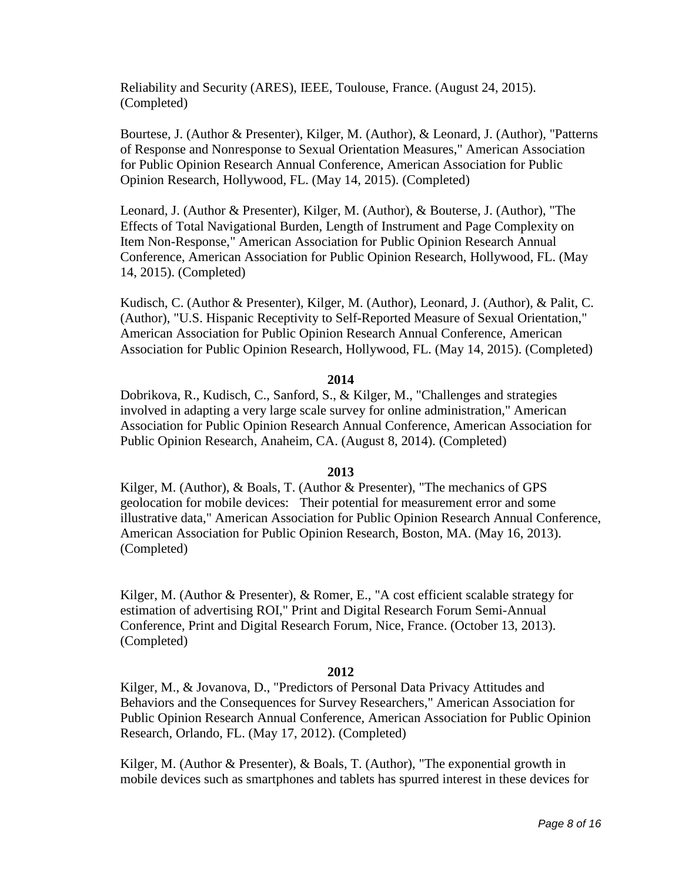Reliability and Security (ARES), IEEE, Toulouse, France. (August 24, 2015). (Completed)

Bourtese, J. (Author & Presenter), Kilger, M. (Author), & Leonard, J. (Author), "Patterns of Response and Nonresponse to Sexual Orientation Measures," American Association for Public Opinion Research Annual Conference, American Association for Public Opinion Research, Hollywood, FL. (May 14, 2015). (Completed)

Leonard, J. (Author & Presenter), Kilger, M. (Author), & Bouterse, J. (Author), "The Effects of Total Navigational Burden, Length of Instrument and Page Complexity on Item Non-Response," American Association for Public Opinion Research Annual Conference, American Association for Public Opinion Research, Hollywood, FL. (May 14, 2015). (Completed)

Kudisch, C. (Author & Presenter), Kilger, M. (Author), Leonard, J. (Author), & Palit, C. (Author), "U.S. Hispanic Receptivity to Self-Reported Measure of Sexual Orientation," American Association for Public Opinion Research Annual Conference, American Association for Public Opinion Research, Hollywood, FL. (May 14, 2015). (Completed)

**2014**

Dobrikova, R., Kudisch, C., Sanford, S., & Kilger, M., "Challenges and strategies involved in adapting a very large scale survey for online administration," American Association for Public Opinion Research Annual Conference, American Association for Public Opinion Research, Anaheim, CA. (August 8, 2014). (Completed)

**2013**

Kilger, M. (Author), & Boals, T. (Author & Presenter), "The mechanics of GPS geolocation for mobile devices: Their potential for measurement error and some illustrative data," American Association for Public Opinion Research Annual Conference, American Association for Public Opinion Research, Boston, MA. (May 16, 2013). (Completed)

Kilger, M. (Author & Presenter), & Romer, E., "A cost efficient scalable strategy for estimation of advertising ROI," Print and Digital Research Forum Semi-Annual Conference, Print and Digital Research Forum, Nice, France. (October 13, 2013). (Completed)

**2012**

Kilger, M., & Jovanova, D., "Predictors of Personal Data Privacy Attitudes and Behaviors and the Consequences for Survey Researchers," American Association for Public Opinion Research Annual Conference, American Association for Public Opinion Research, Orlando, FL. (May 17, 2012). (Completed)

Kilger, M. (Author & Presenter), & Boals, T. (Author), "The exponential growth in mobile devices such as smartphones and tablets has spurred interest in these devices for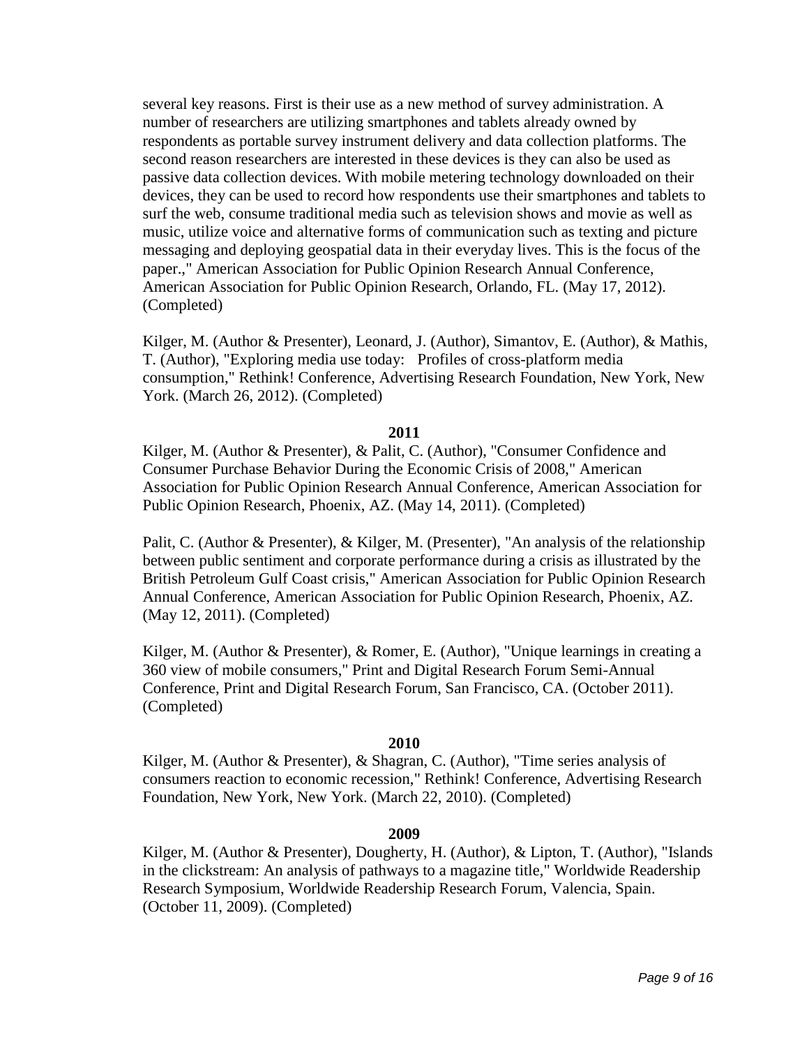several key reasons. First is their use as a new method of survey administration. A number of researchers are utilizing smartphones and tablets already owned by respondents as portable survey instrument delivery and data collection platforms. The second reason researchers are interested in these devices is they can also be used as passive data collection devices. With mobile metering technology downloaded on their devices, they can be used to record how respondents use their smartphones and tablets to surf the web, consume traditional media such as television shows and movie as well as music, utilize voice and alternative forms of communication such as texting and picture messaging and deploying geospatial data in their everyday lives. This is the focus of the paper.," American Association for Public Opinion Research Annual Conference, American Association for Public Opinion Research, Orlando, FL. (May 17, 2012). (Completed)

Kilger, M. (Author & Presenter), Leonard, J. (Author), Simantov, E. (Author), & Mathis, T. (Author), "Exploring media use today: Profiles of cross-platform media consumption," Rethink! Conference, Advertising Research Foundation, New York, New York. (March 26, 2012). (Completed)

**2011**

Kilger, M. (Author & Presenter), & Palit, C. (Author), "Consumer Confidence and Consumer Purchase Behavior During the Economic Crisis of 2008," American Association for Public Opinion Research Annual Conference, American Association for Public Opinion Research, Phoenix, AZ. (May 14, 2011). (Completed)

Palit, C. (Author & Presenter), & Kilger, M. (Presenter), "An analysis of the relationship between public sentiment and corporate performance during a crisis as illustrated by the British Petroleum Gulf Coast crisis," American Association for Public Opinion Research Annual Conference, American Association for Public Opinion Research, Phoenix, AZ. (May 12, 2011). (Completed)

Kilger, M. (Author & Presenter), & Romer, E. (Author), "Unique learnings in creating a 360 view of mobile consumers," Print and Digital Research Forum Semi-Annual Conference, Print and Digital Research Forum, San Francisco, CA. (October 2011). (Completed)

**2010**

Kilger, M. (Author & Presenter), & Shagran, C. (Author), "Time series analysis of consumers reaction to economic recession," Rethink! Conference, Advertising Research Foundation, New York, New York. (March 22, 2010). (Completed)

**2009**

Kilger, M. (Author & Presenter), Dougherty, H. (Author), & Lipton, T. (Author), "Islands in the clickstream: An analysis of pathways to a magazine title," Worldwide Readership Research Symposium, Worldwide Readership Research Forum, Valencia, Spain. (October 11, 2009). (Completed)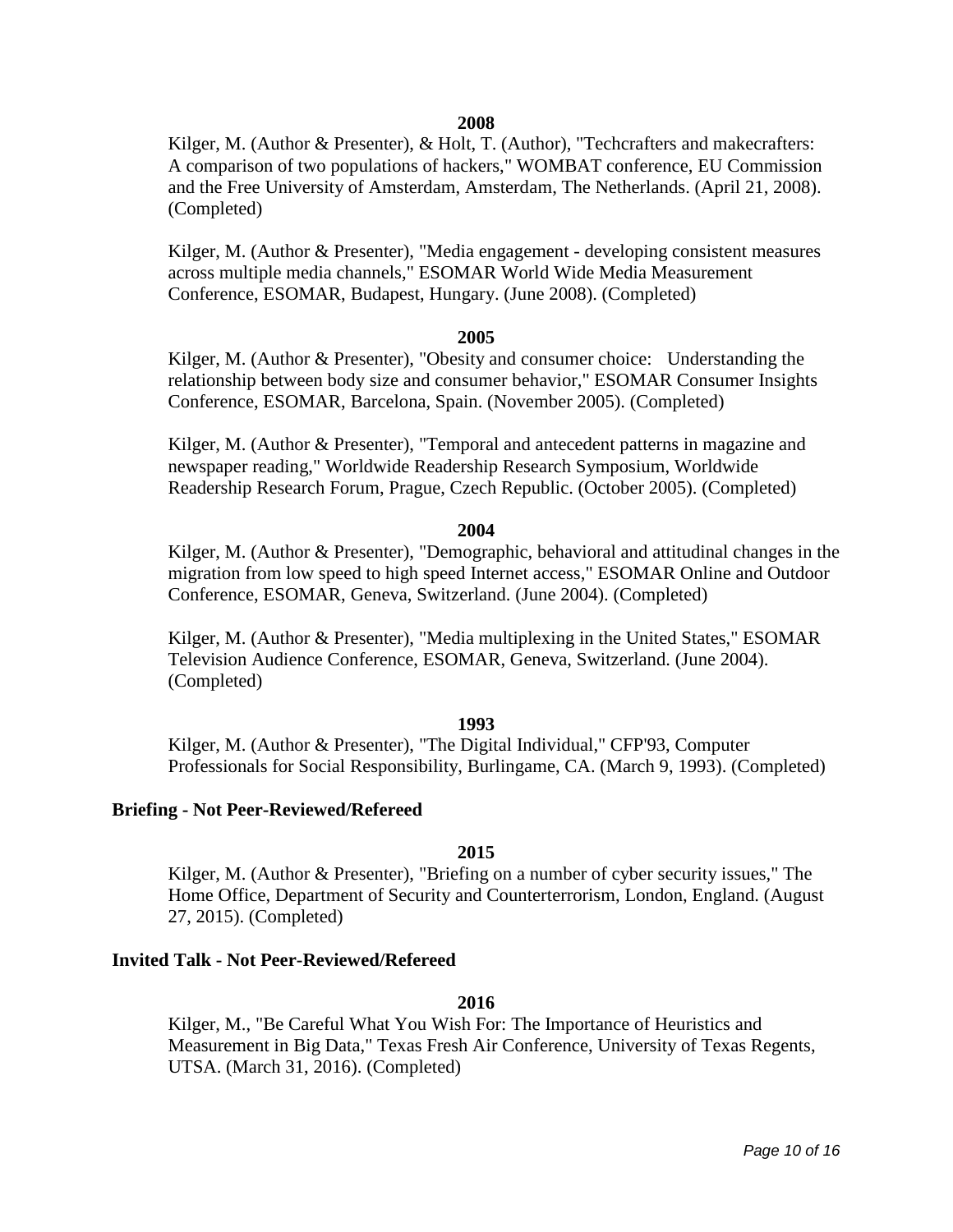**2008**

Kilger, M. (Author & Presenter), & Holt, T. (Author), "Techcrafters and makecrafters: A comparison of two populations of hackers," WOMBAT conference, EU Commission and the Free University of Amsterdam, Amsterdam, The Netherlands. (April 21, 2008). (Completed)

Kilger, M. (Author & Presenter), "Media engagement - developing consistent measures across multiple media channels," ESOMAR World Wide Media Measurement Conference, ESOMAR, Budapest, Hungary. (June 2008). (Completed)

**2005**

Kilger, M. (Author & Presenter), "Obesity and consumer choice: Understanding the relationship between body size and consumer behavior," ESOMAR Consumer Insights Conference, ESOMAR, Barcelona, Spain. (November 2005). (Completed)

Kilger, M. (Author & Presenter), "Temporal and antecedent patterns in magazine and newspaper reading," Worldwide Readership Research Symposium, Worldwide Readership Research Forum, Prague, Czech Republic. (October 2005). (Completed)

**2004**

Kilger, M. (Author & Presenter), "Demographic, behavioral and attitudinal changes in the migration from low speed to high speed Internet access," ESOMAR Online and Outdoor Conference, ESOMAR, Geneva, Switzerland. (June 2004). (Completed)

Kilger, M. (Author & Presenter), "Media multiplexing in the United States," ESOMAR Television Audience Conference, ESOMAR, Geneva, Switzerland. (June 2004). (Completed)

**1993**

Kilger, M. (Author & Presenter), "The Digital Individual," CFP'93, Computer Professionals for Social Responsibility, Burlingame, CA. (March 9, 1993). (Completed)

### Briefing - Not Peer-Reviewed/Refereed

**2015**

Kilger, M. (Author & Presenter), "Briefing on a number of cyber security issues," The Home Office, Department of Security and Counterterrorism, London, England. (August 27, 2015). (Completed)

### Invited Talk - Not Peer-Reviewed/Refereed

**2016**

Kilger, M., "Be Careful What You Wish For: The Importance of Heuristics and Measurement in Big Data," Texas Fresh Air Conference, University of Texas Regents, UTSA. (March 31, 2016). (Completed)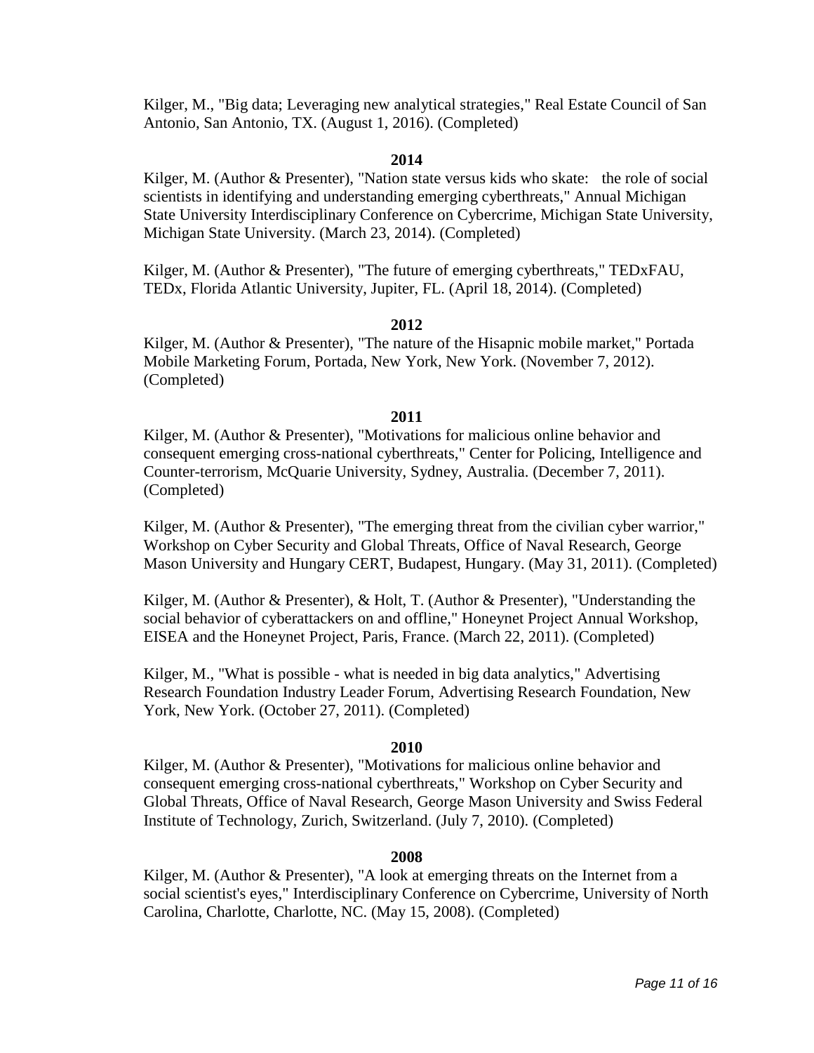Kilger, M., "Big data; Leveraging new analytical strategies," Real Estate Council of San Antonio, San Antonio, TX. (August 1, 2016). (Completed)

**2014**

Kilger, M. (Author & Presenter), "Nation state versus kids who skate: the role of social scientists in identifying and understanding emerging cyberthreats," Annual Michigan State University Interdisciplinary Conference on Cybercrime, Michigan State University, Michigan State University. (March 23, 2014). (Completed)

Kilger, M. (Author & Presenter), "The future of emerging cyberthreats," TEDxFAU, TEDx, Florida Atlantic University, Jupiter, FL. (April 18, 2014). (Completed)

**2012**

Kilger, M. (Author & Presenter), "The nature of the Hisapnic mobile market," Portada Mobile Marketing Forum, Portada, New York, New York. (November 7, 2012). (Completed)

**2011**

Kilger, M. (Author & Presenter), "Motivations for malicious online behavior and consequent emerging cross-national cyberthreats," Center for Policing, Intelligence and Counter-terrorism, McQuarie University, Sydney, Australia. (December 7, 2011). (Completed)

Kilger, M. (Author & Presenter), "The emerging threat from the civilian cyber warrior," Workshop on Cyber Security and Global Threats, Office of Naval Research, George Mason University and Hungary CERT, Budapest, Hungary. (May 31, 2011). (Completed)

Kilger, M. (Author & Presenter), & Holt, T. (Author & Presenter), "Understanding the social behavior of cyberattackers on and offline," Honeynet Project Annual Workshop, EISEA and the Honeynet Project, Paris, France. (March 22, 2011). (Completed)

Kilger, M., "What is possible - what is needed in big data analytics," Advertising Research Foundation Industry Leader Forum, Advertising Research Foundation, New York, New York. (October 27, 2011). (Completed)

**2010**

Kilger, M. (Author & Presenter), "Motivations for malicious online behavior and consequent emerging cross-national cyberthreats," Workshop on Cyber Security and Global Threats, Office of Naval Research, George Mason University and Swiss Federal Institute of Technology, Zurich, Switzerland. (July 7, 2010). (Completed)

**2008**

Kilger, M. (Author & Presenter), "A look at emerging threats on the Internet from a social scientist's eyes," Interdisciplinary Conference on Cybercrime, University of North Carolina, Charlotte, Charlotte, NC. (May 15, 2008). (Completed)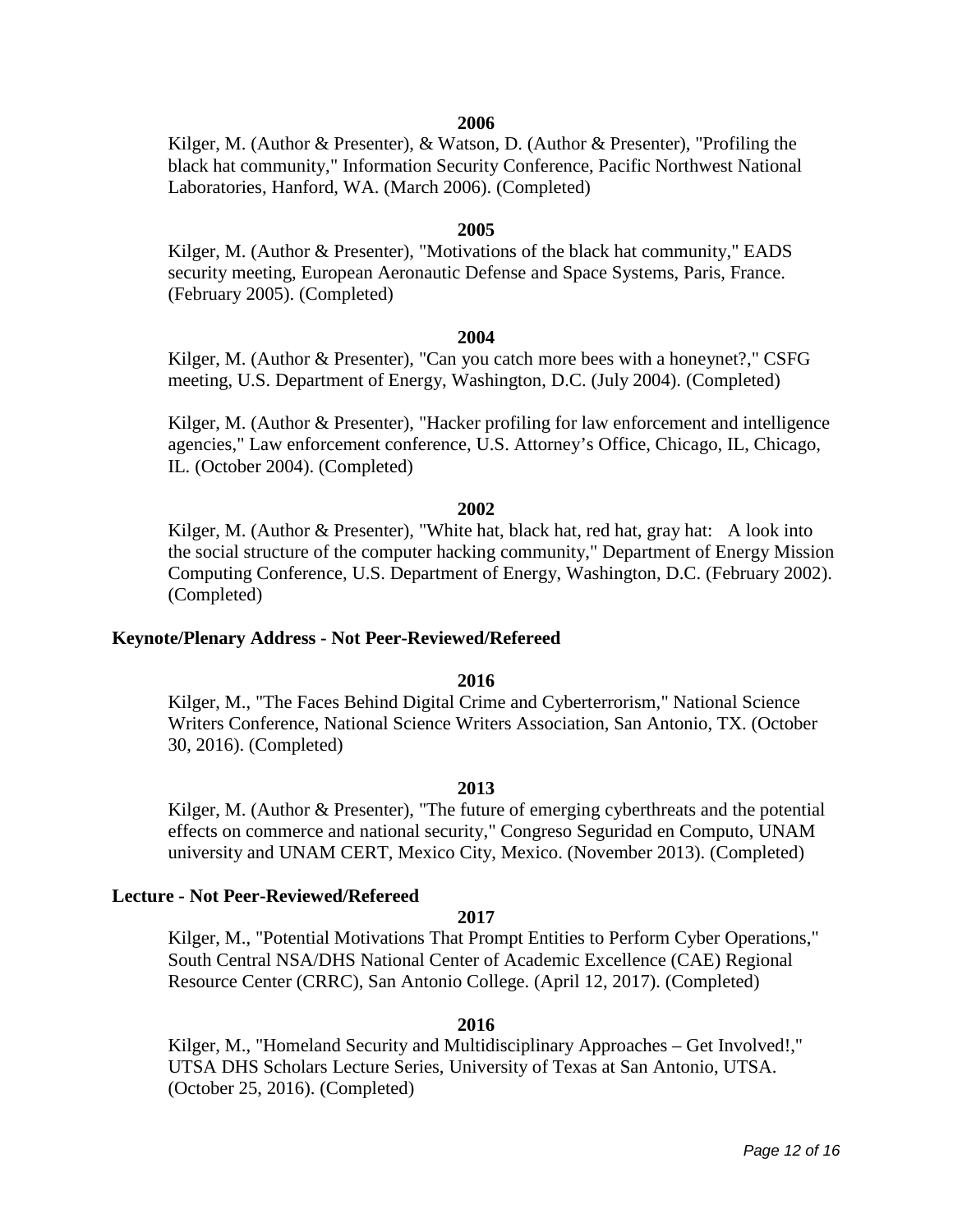**2006**

Kilger, M. (Author & Presenter), & Watson, D. (Author & Presenter), "Profiling the black hat community," Information Security Conference, Pacific Northwest National Laboratories, Hanford, WA. (March 2006). (Completed)

**2005**

Kilger, M. (Author & Presenter), "Motivations of the black hat community," EADS security meeting, European Aeronautic Defense and Space Systems, Paris, France. (February 2005). (Completed)

**2004**

Kilger, M. (Author & Presenter), "Can you catch more bees with a honeynet?," CSFG meeting, U.S. Department of Energy, Washington, D.C. (July 2004). (Completed)

Kilger, M. (Author & Presenter), "Hacker profiling for law enforcement and intelligence agencies," Law enforcement conference, U.S. Attorney's Office, Chicago, IL, Chicago, IL. (October 2004). (Completed)

**2002**

Kilger, M. (Author & Presenter), "White hat, black hat, red hat, gray hat: A look into the social structure of the computer hacking community," Department of Energy Mission Computing Conference, U.S. Department of Energy, Washington, D.C. (February 2002). (Completed)

### Keynote/Plenary Address - Not Peer-Reviewed/Refereed

**2016**

Kilger, M., "The Faces Behind Digital Crime and Cyberterrorism," National Science Writers Conference, National Science Writers Association, San Antonio, TX. (October 30, 2016). (Completed)

**2013**

Kilger, M. (Author & Presenter), "The future of emerging cyberthreats and the potential effects on commerce and national security," Congreso Seguridad en Computo, UNAM university and UNAM CERT, Mexico City, Mexico. (November 2013). (Completed)

### Lecture - Not Peer-Reviewed/Refereed

**2017**

Kilger, M., "Potential Motivations That Prompt Entities to Perform Cyber Operations," South Central NSA/DHS National Center of Academic Excellence (CAE) Regional Resource Center (CRRC), San Antonio College. (April 12, 2017). (Completed)

**2016**

Kilger, M., "Homeland Security and Multidisciplinary Approaches – Get Involved!," UTSA DHS Scholars Lecture Series, University of Texas at San Antonio, UTSA. (October 25, 2016). (Completed)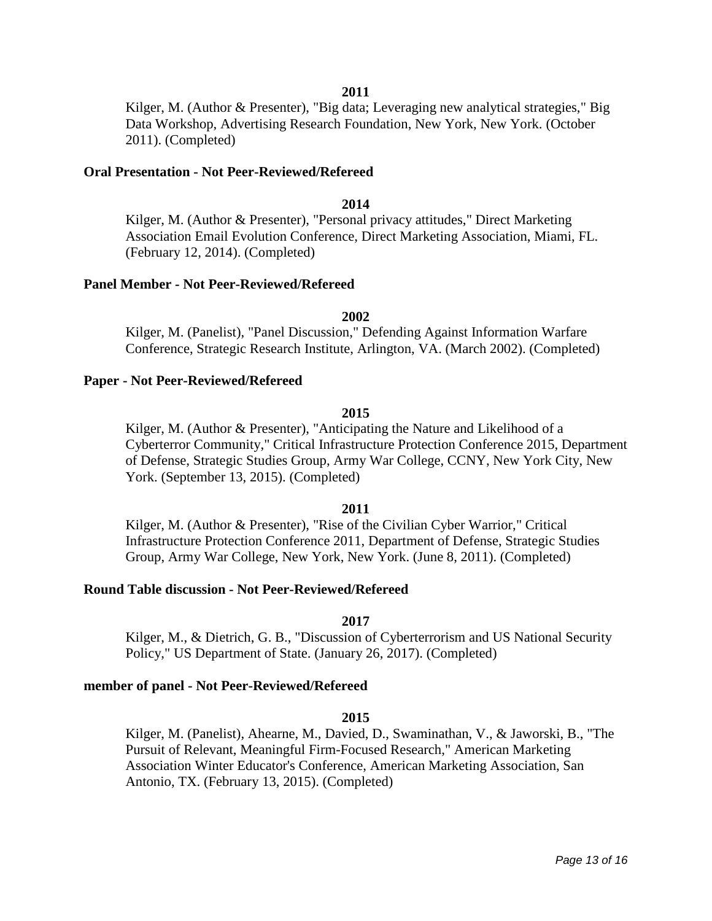**2011**

Kilger, M. (Author & Presenter), "Big data; Leveraging new analytical strategies," Big Data Workshop, Advertising Research Foundation, New York, New York. (October 2011). (Completed)

**Oral Presentation - Not Peer-Reviewed/Refereed**

**2014**

Kilger, M. (Author & Presenter), "Personal privacy attitudes," Direct Marketing Association Email Evolution Conference, Direct Marketing Association, Miami, FL. (February 12, 2014). (Completed)

**Panel Member - Not Peer-Reviewed/Refereed**

**2002**

Kilger, M. (Panelist), "Panel Discussion," Defending Against Information Warfare Conference, Strategic Research Institute, Arlington, VA. (March 2002). (Completed)

**Paper - Not Peer-Reviewed/Refereed**

**2015**

Kilger, M. (Author & Presenter), "Anticipating the Nature and Likelihood of a Cyberterror Community," Critical Infrastructure Protection Conference 2015, Department of Defense, Strategic Studies Group, Army War College, CCNY, New York City, New York. (September 13, 2015). (Completed)

**2011**

Kilger, M. (Author & Presenter), "Rise of the Civilian Cyber Warrior," Critical Infrastructure Protection Conference 2011, Department of Defense, Strategic Studies Group, Army War College, New York, New York. (June 8, 2011). (Completed)

**Round Table discussion - Not Peer-Reviewed/Refereed**

**2017**

Kilger, M., & Dietrich, G. B., "Discussion of Cyberterrorism and US National Security Policy," US Department of State. (January 26, 2017). (Completed)

**member of panel - Not Peer-Reviewed/Refereed**

**2015**

Kilger, M. (Panelist), Ahearne, M., Davied, D., Swaminathan, V., & Jaworski, B., "The Pursuit of Relevant, Meaningful Firm-Focused Research," American Marketing Association Winter Educator's Conference, American Marketing Association, San Antonio, TX. (February 13, 2015). (Completed)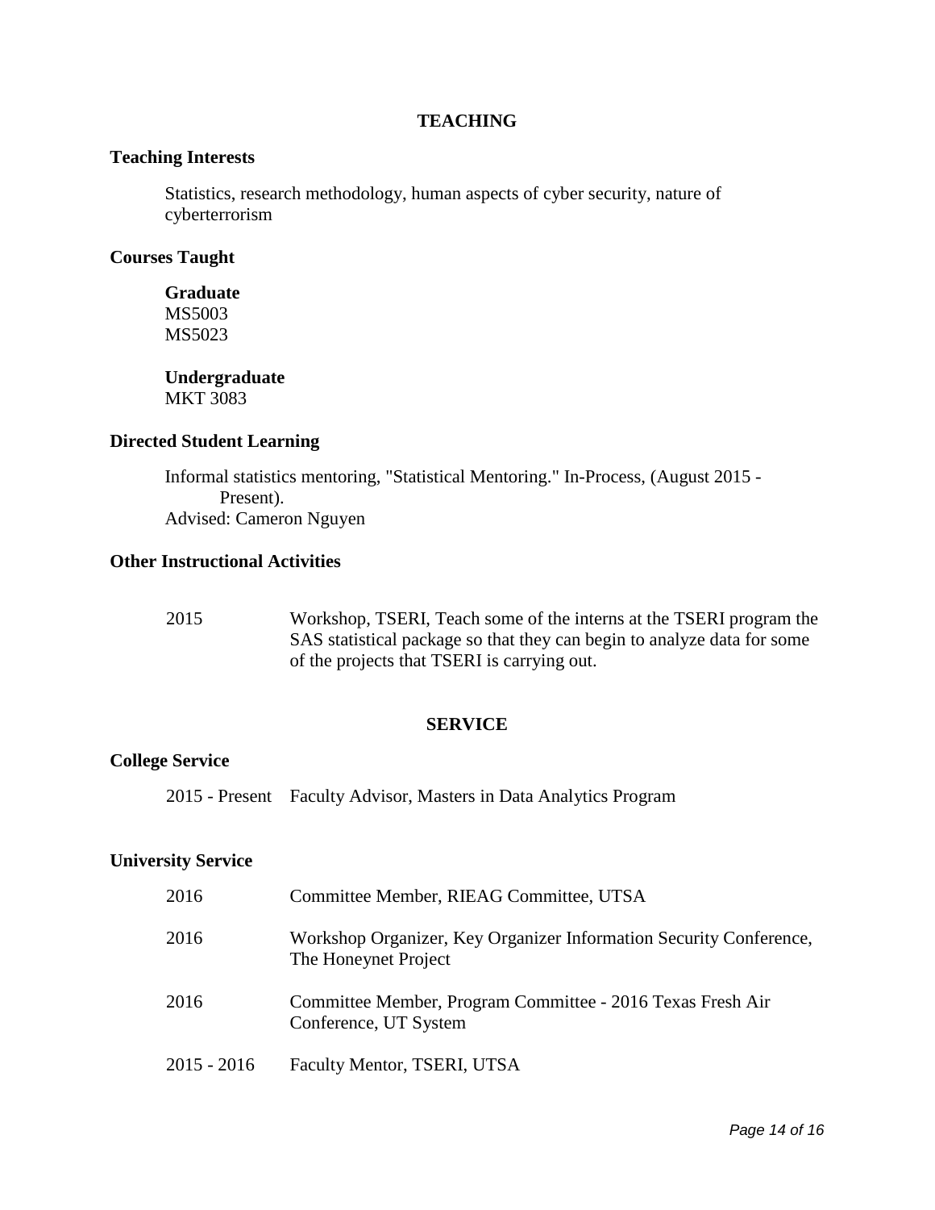## TEACHING

### Teaching Interests

Statistics, research methodology, human aspects of cyber security, nature of cyberterrorism

### Courses Taught

**Graduate**
MS5003
MS5023

**Undergraduate**
MKT 3083

### Directed Student Learning

Informal statistics mentoring, "Statistical Mentoring." In-Process, (August 2015 - Present).
Advised: Cameron Nguyen

### Other Instructional Activities

| | |
|---|---|
| 2015 | Workshop, TSERI, Teach some of the interns at the TSERI program the SAS statistical package so that they can begin to analyze data for some of the projects that TSERI is carrying out. |

## SERVICE

### College Service

| | |
|---|---|
| 2015 - Present | Faculty Advisor, Masters in Data Analytics Program |

### University Service

| | |
|---|---|
| 2016 | Committee Member, RIEAG Committee, UTSA |
| 2016 | Workshop Organizer, Key Organizer Information Security Conference, The Honeynet Project |
| 2016 | Committee Member, Program Committee - 2016 Texas Fresh Air Conference, UT System |
| 2015 - 2016 | Faculty Mentor, TSERI, UTSA |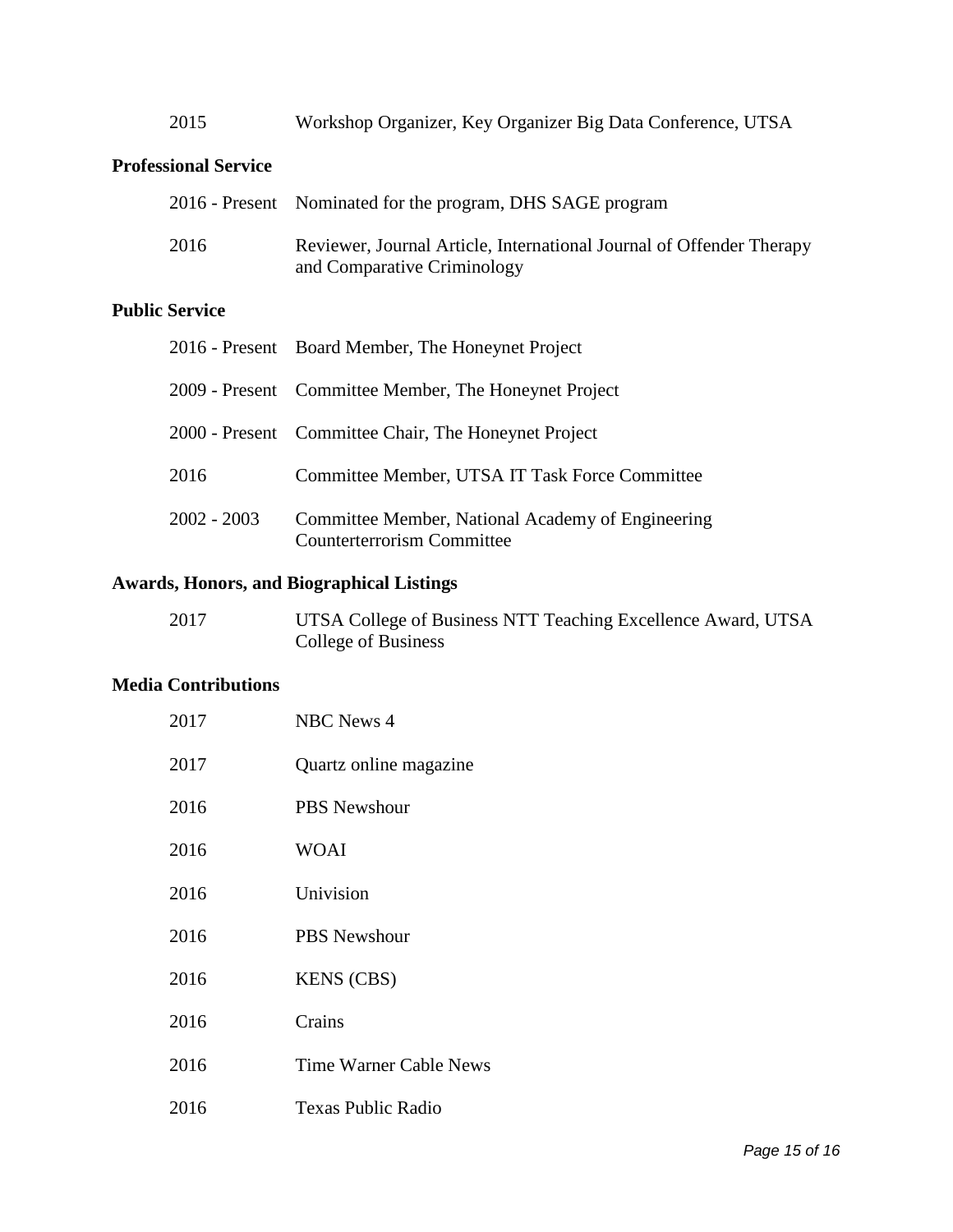| | |
|---|---|
| 2015 | Workshop Organizer, Key Organizer Big Data Conference, UTSA |

### Professional Service

| | |
|---|---|
| 2016 - Present | Nominated for the program, DHS SAGE program |
| 2016 | Reviewer, Journal Article, International Journal of Offender Therapy and Comparative Criminology |

### Public Service

| | |
|---|---|
| 2016 - Present | Board Member, The Honeynet Project |
| 2009 - Present | Committee Member, The Honeynet Project |
| 2000 - Present | Committee Chair, The Honeynet Project |
| 2016 | Committee Member, UTSA IT Task Force Committee |
| 2002 - 2003 | Committee Member, National Academy of Engineering Counterterrorism Committee |

### Awards, Honors, and Biographical Listings

| | |
|---|---|
| 2017 | UTSA College of Business NTT Teaching Excellence Award, UTSA College of Business |

### Media Contributions

| | |
|---|---|
| 2017 | NBC News 4 |
| 2017 | Quartz online magazine |
| 2016 | PBS Newshour |
| 2016 | WOAI |
| 2016 | Univision |
| 2016 | PBS Newshour |
| 2016 | KENS (CBS) |
| 2016 | Crains |
| 2016 | Time Warner Cable News |
| 2016 | Texas Public Radio |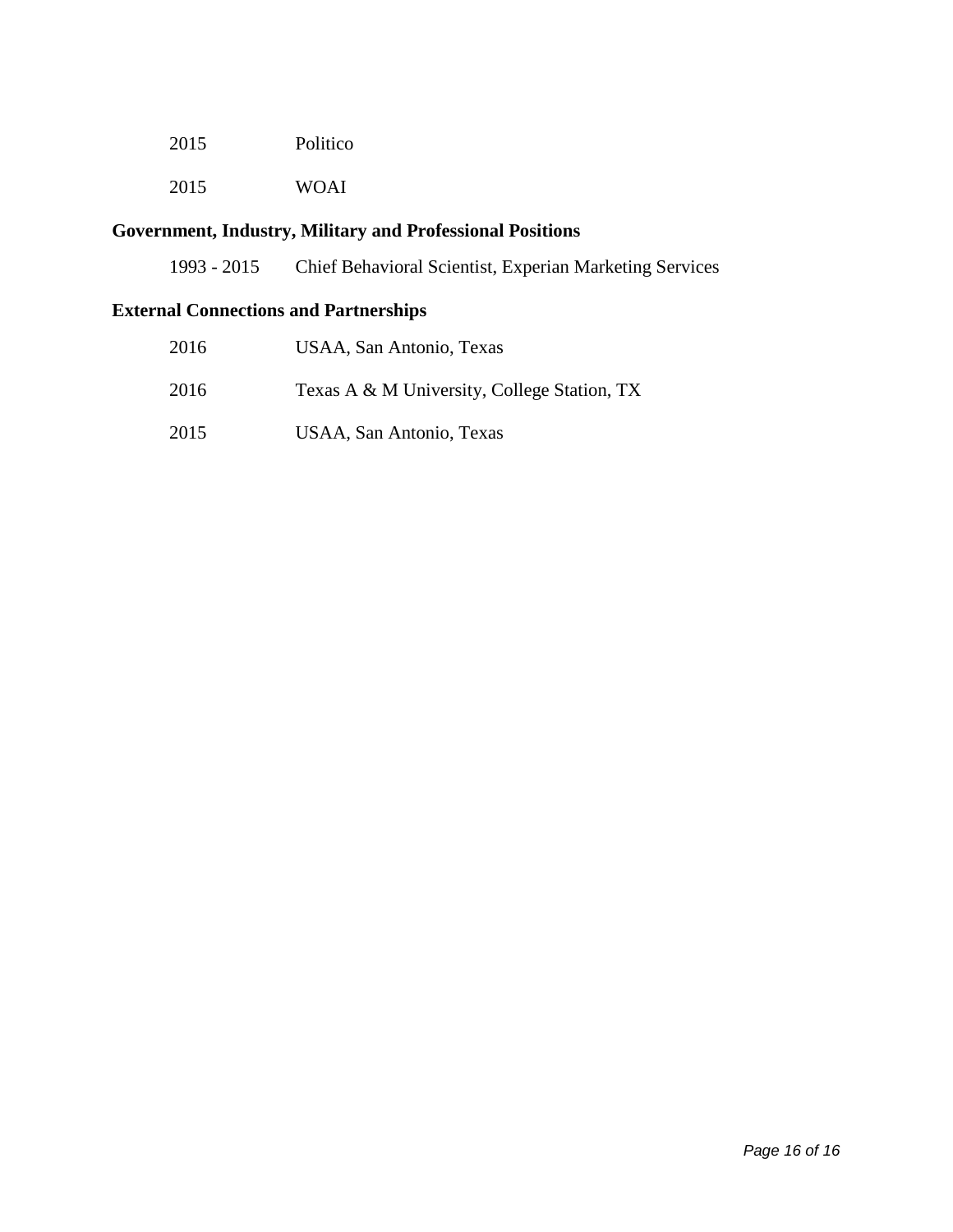2015 Politico

2015 WOAI

**Government, Industry, Military and Professional Positions**

1993 - 2015 Chief Behavioral Scientist, Experian Marketing Services

**External Connections and Partnerships**

2016 USAA, San Antonio, Texas

2016 Texas A & M University, College Station, TX

2015 USAA, San Antonio, Texas